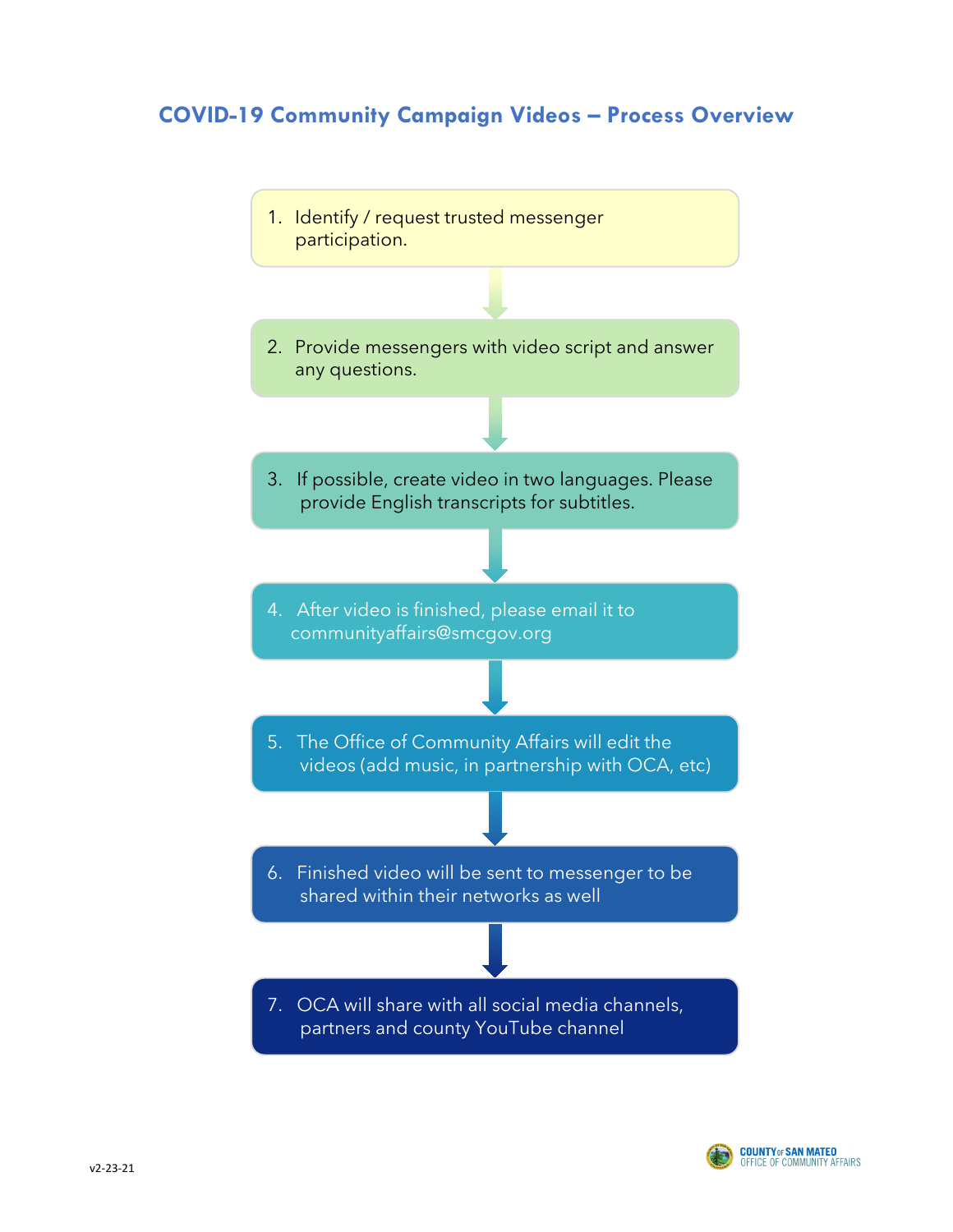# COVID-19 Community Campaign Videos – Process Overview

1. Identify / request trusted messenger participation.
2. Provide messengers with video script and answer any questions.
3. If possible, create video in two languages. Please provide English transcripts for subtitles.
4. After video is finished, please email it to communityaffairs@smcgov.org
5. The Office of Community Affairs will edit the videos (add music, in partnership with OCA, etc)
6. Finished video will be sent to messenger to be shared within their networks as well
7. OCA will share with all social media channels, partners and county YouTube channel

v2-23-21

COUNTY of SAN MATEO
OFFICE OF COMMUNITY AFFAIRS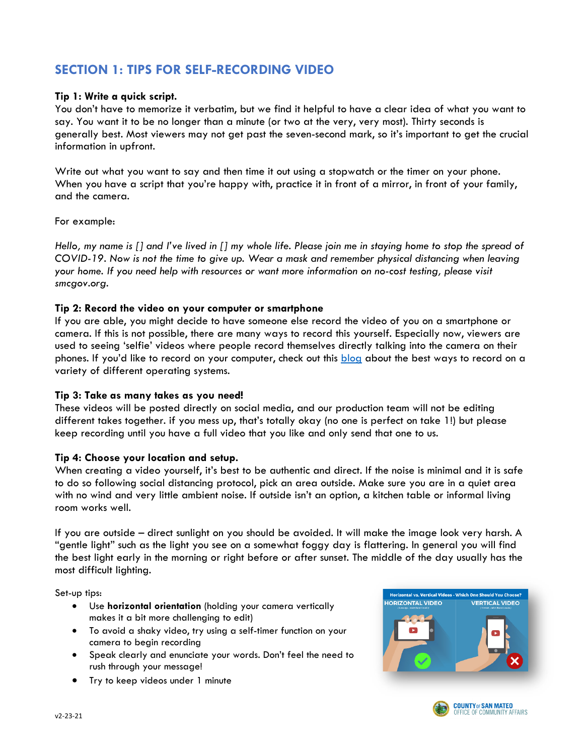## SECTION 1: TIPS FOR SELF-RECORDING VIDEO

**Tip 1: Write a quick script.**
You don't have to memorize it verbatim, but we find it helpful to have a clear idea of what you want to say. You want it to be no longer than a minute (or two at the very, very most). Thirty seconds is generally best. Most viewers may not get past the seven-second mark, so it's important to get the crucial information in upfront.

Write out what you want to say and then time it out using a stopwatch or the timer on your phone. When you have a script that you're happy with, practice it in front of a mirror, in front of your family, and the camera.

For example:

*Hello, my name is [] and I've lived in [] my whole life. Please join me in staying home to stop the spread of COVID-19. Now is not the time to give up. Wear a mask and remember physical distancing when leaving your home. If you need help with resources or want more information on no-cost testing, please visit smcgov.org.*

**Tip 2: Record the video on your computer or smartphone**
If you are able, you might decide to have someone else record the video of you on a smartphone or camera. If this is not possible, there are many ways to record this yourself. Especially now, viewers are used to seeing 'selfie' videos where people record themselves directly talking into the camera on their phones. If you'd like to record on your computer, check out this blog about the best ways to record on a variety of different operating systems.

**Tip 3: Take as many takes as you need!**
These videos will be posted directly on social media, and our production team will not be editing different takes together. if you mess up, that's totally okay (no one is perfect on take 1!) but please keep recording until you have a full video that you like and only send that one to us.

**Tip 4: Choose your location and setup.**
When creating a video yourself, it's best to be authentic and direct. If the noise is minimal and it is safe to do so following social distancing protocol, pick an area outside. Make sure you are in a quiet area with no wind and very little ambient noise. If outside isn't an option, a kitchen table or informal living room works well.

If you are outside – direct sunlight on you should be avoided. It will make the image look very harsh. A "gentle light" such as the light you see on a somewhat foggy day is flattering. In general you will find the best light early in the morning or right before or after sunset. The middle of the day usually has the most difficult lighting.

Set-up tips:

- Use **horizontal orientation** (holding your camera vertically makes it a bit more challenging to edit)
- To avoid a shaky video, try using a self-timer function on your camera to begin recording
- Speak clearly and enunciate your words. Don't feel the need to rush through your message!
- Try to keep videos under 1 minute

v2-23-21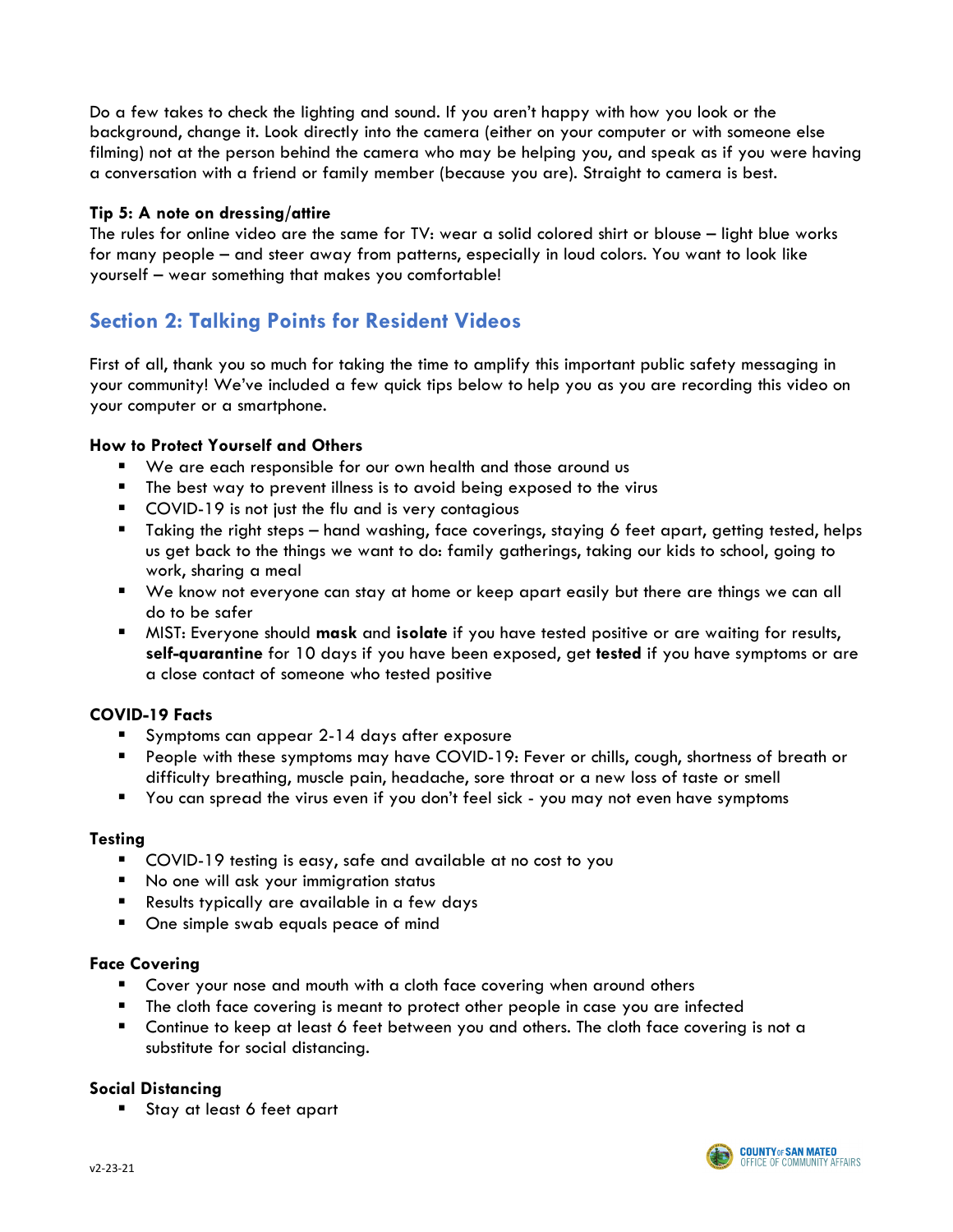Do a few takes to check the lighting and sound. If you aren't happy with how you look or the background, change it. Look directly into the camera (either on your computer or with someone else filming) not at the person behind the camera who may be helping you, and speak as if you were having a conversation with a friend or family member (because you are). Straight to camera is best.

**Tip 5: A note on dressing/attire**
The rules for online video are the same for TV: wear a solid colored shirt or blouse – light blue works for many people – and steer away from patterns, especially in loud colors. You want to look like yourself – wear something that makes you comfortable!

## Section 2: Talking Points for Resident Videos

First of all, thank you so much for taking the time to amplify this important public safety messaging in your community! We've included a few quick tips below to help you as you are recording this video on your computer or a smartphone.

**How to Protect Yourself and Others**

- We are each responsible for our own health and those around us
- The best way to prevent illness is to avoid being exposed to the virus
- COVID-19 is not just the flu and is very contagious
- Taking the right steps – hand washing, face coverings, staying 6 feet apart, getting tested, helps us get back to the things we want to do: family gatherings, taking our kids to school, going to work, sharing a meal
- We know not everyone can stay at home or keep apart easily but there are things we can all do to be safer
- MIST: Everyone should **mask** and **isolate** if you have tested positive or are waiting for results, **self-quarantine** for 10 days if you have been exposed, get **tested** if you have symptoms or are a close contact of someone who tested positive

**COVID-19 Facts**

- Symptoms can appear 2-14 days after exposure
- People with these symptoms may have COVID-19: Fever or chills, cough, shortness of breath or difficulty breathing, muscle pain, headache, sore throat or a new loss of taste or smell
- You can spread the virus even if you don't feel sick - you may not even have symptoms

**Testing**

- COVID-19 testing is easy, safe and available at no cost to you
- No one will ask your immigration status
- Results typically are available in a few days
- One simple swab equals peace of mind

**Face Covering**

- Cover your nose and mouth with a cloth face covering when around others
- The cloth face covering is meant to protect other people in case you are infected
- Continue to keep at least 6 feet between you and others. The cloth face covering is not a substitute for social distancing.

**Social Distancing**

- Stay at least 6 feet apart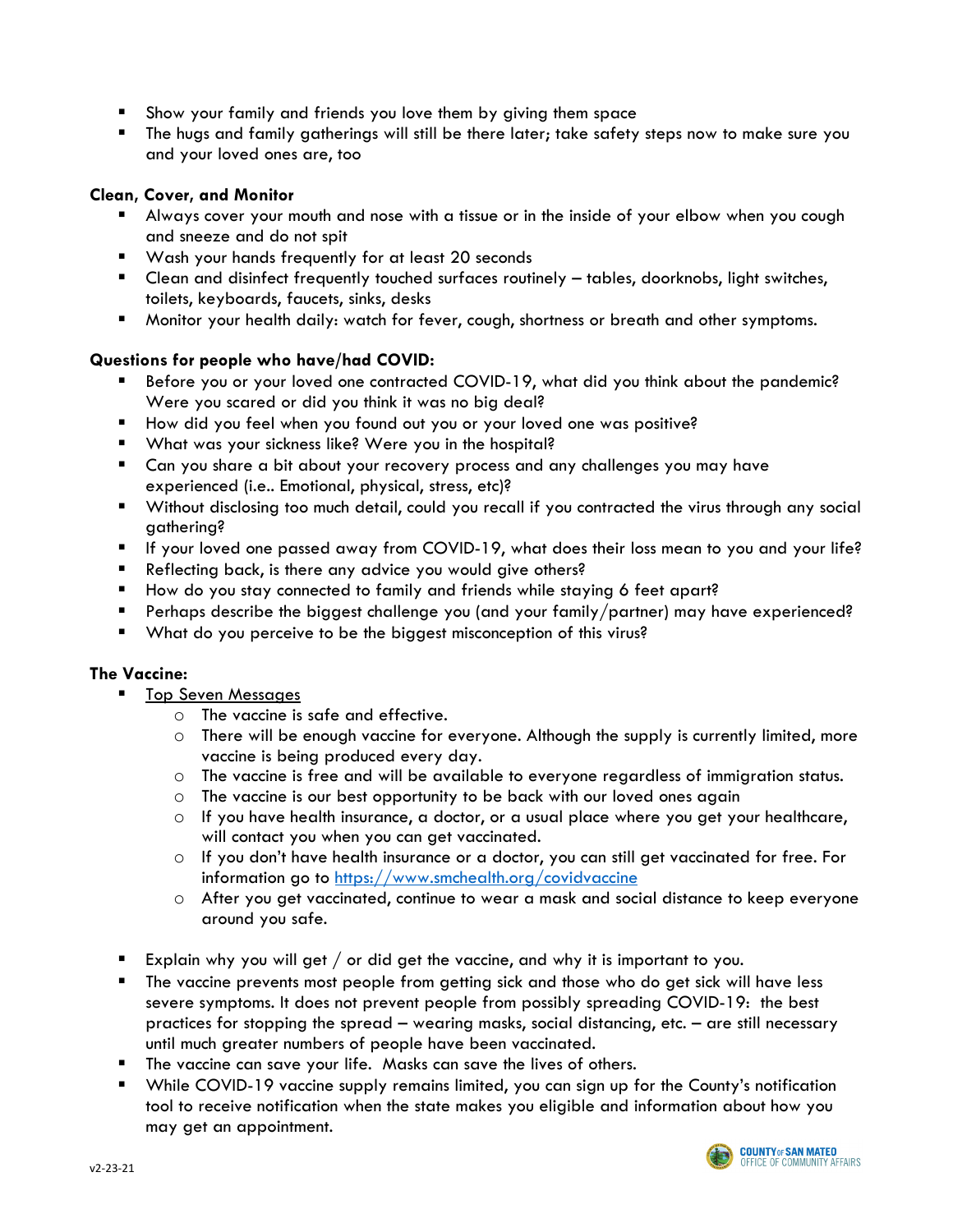- Show your family and friends you love them by giving them space
- The hugs and family gatherings will still be there later; take safety steps now to make sure you and your loved ones are, too

**Clean, Cover, and Monitor**

- Always cover your mouth and nose with a tissue or in the inside of your elbow when you cough and sneeze and do not spit
- Wash your hands frequently for at least 20 seconds
- Clean and disinfect frequently touched surfaces routinely – tables, doorknobs, light switches, toilets, keyboards, faucets, sinks, desks
- Monitor your health daily: watch for fever, cough, shortness or breath and other symptoms.

**Questions for people who have/had COVID:**

- Before you or your loved one contracted COVID-19, what did you think about the pandemic? Were you scared or did you think it was no big deal?
- How did you feel when you found out you or your loved one was positive?
- What was your sickness like? Were you in the hospital?
- Can you share a bit about your recovery process and any challenges you may have experienced (i.e.. Emotional, physical, stress, etc)?
- Without disclosing too much detail, could you recall if you contracted the virus through any social gathering?
- If your loved one passed away from COVID-19, what does their loss mean to you and your life?
- Reflecting back, is there any advice you would give others?
- How do you stay connected to family and friends while staying 6 feet apart?
- Perhaps describe the biggest challenge you (and your family/partner) may have experienced?
- What do you perceive to be the biggest misconception of this virus?

**The Vaccine:**

- Top Seven Messages
  - The vaccine is safe and effective.
  - There will be enough vaccine for everyone. Although the supply is currently limited, more vaccine is being produced every day.
  - The vaccine is free and will be available to everyone regardless of immigration status.
  - The vaccine is our best opportunity to be back with our loved ones again
  - If you have health insurance, a doctor, or a usual place where you get your healthcare, will contact you when you can get vaccinated.
  - If you don't have health insurance or a doctor, you can still get vaccinated for free. For information go to [https://www.smchealth.org/covidvaccine](https://www.smchealth.org/covidvaccine)
  - After you get vaccinated, continue to wear a mask and social distance to keep everyone around you safe.

- Explain why you will get / or did get the vaccine, and why it is important to you.
- The vaccine prevents most people from getting sick and those who do get sick will have less severe symptoms. It does not prevent people from possibly spreading COVID-19: the best practices for stopping the spread – wearing masks, social distancing, etc. – are still necessary until much greater numbers of people have been vaccinated.
- The vaccine can save your life. Masks can save the lives of others.
- While COVID-19 vaccine supply remains limited, you can sign up for the County's notification tool to receive notification when the state makes you eligible and information about how you may get an appointment.

v2-23-21

COUNTY OF SAN MATEO
OFFICE OF COMMUNITY AFFAIRS